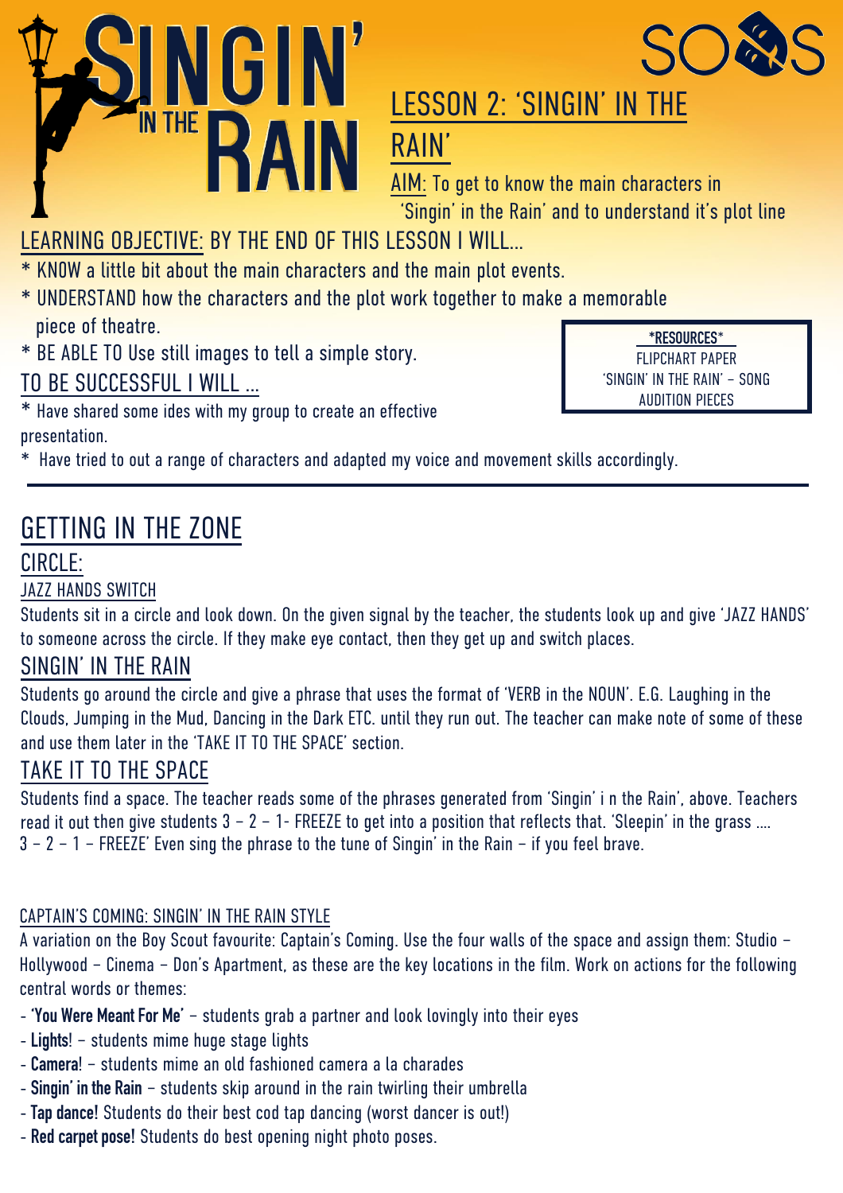# SINGIN' IN THE RAIN

SOSS

## LESSON 2: 'SINGIN' IN THE RAIN'

AIM: To get to know the main characters in 'Singin' in the Rain' and to understand it's plot line

LEARNING OBJECTIVE: BY THE END OF THIS LESSON I WILL...

* KNOW a little bit about the main characters and the main plot events.
* UNDERSTAND how the characters and the plot work together to make a memorable piece of theatre.
* BE ABLE TO Use still images to tell a simple story.

TO BE SUCCESSFUL I WILL ...

* Have shared some ides with my group to create an effective presentation.
* Have tried to out a range of characters and adapted my voice and movement skills accordingly.

**\*RESOURCES\***
FLIPCHART PAPER
'SINGIN' IN THE RAIN' – SONG
AUDITION PIECES

---

## GETTING IN THE ZONE

### CIRCLE:

#### JAZZ HANDS SWITCH

Students sit in a circle and look down. On the given signal by the teacher, the students look up and give 'JAZZ HANDS' to someone across the circle. If they make eye contact, then they get up and switch places.

### SINGIN' IN THE RAIN

Students go around the circle and give a phrase that uses the format of 'VERB in the NOUN'. E.G. Laughing in the Clouds, Jumping in the Mud, Dancing in the Dark ETC. until they run out. The teacher can make note of some of these and use them later in the 'TAKE IT TO THE SPACE' section.

### TAKE IT TO THE SPACE

Students find a space. The teacher reads some of the phrases generated from 'Singin' i n the Rain', above. Teachers read it out then give students 3 – 2 – 1- FREEZE to get into a position that reflects that. 'Sleepin' in the grass .... 3 – 2 – 1 – FREEZE' Even sing the phrase to the tune of Singin' in the Rain – if you feel brave.

#### CAPTAIN'S COMING: SINGIN' IN THE RAIN STYLE

A variation on the Boy Scout favourite: Captain's Coming. Use the four walls of the space and assign them: Studio – Hollywood – Cinema – Don's Apartment, as these are the key locations in the film. Work on actions for the following central words or themes:

- **'You Were Meant For Me'** – students grab a partner and look lovingly into their eyes
- **Lights!** – students mime huge stage lights
- **Camera!** – students mime an old fashioned camera a la charades
- **Singin' in the Rain** – students skip around in the rain twirling their umbrella
- **Tap dance!** Students do their best cod tap dancing (worst dancer is out!)
- **Red carpet pose!** Students do best opening night photo poses.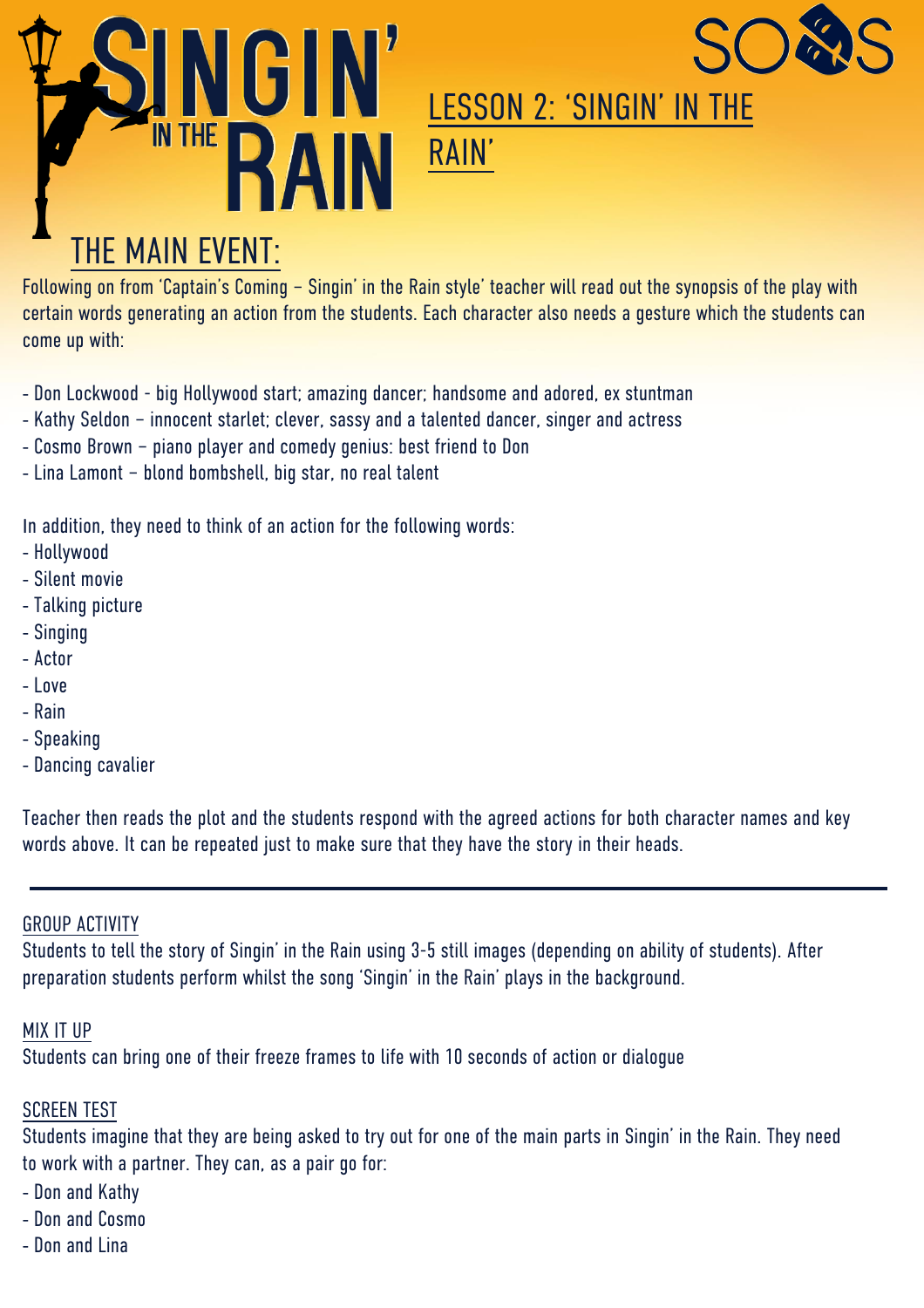# LESSON 2: 'SINGIN' IN THE RAIN'

## THE MAIN EVENT:

Following on from 'Captain's Coming – Singin' in the Rain style' teacher will read out the synopsis of the play with certain words generating an action from the students. Each character also needs a gesture which the students can come up with:

- Don Lockwood - big Hollywood start; amazing dancer; handsome and adored, ex stuntman
- Kathy Seldon – innocent starlet; clever, sassy and a talented dancer, singer and actress
- Cosmo Brown – piano player and comedy genius: best friend to Don
- Lina Lamont – blond bombshell, big star, no real talent

In addition, they need to think of an action for the following words:

- Hollywood
- Silent movie
- Talking picture
- Singing
- Actor
- Love
- Rain
- Speaking
- Dancing cavalier

Teacher then reads the plot and the students respond with the agreed actions for both character names and key words above. It can be repeated just to make sure that they have the story in their heads.

---

### GROUP ACTIVITY

Students to tell the story of Singin' in the Rain using 3-5 still images (depending on ability of students). After preparation students perform whilst the song 'Singin' in the Rain' plays in the background.

### MIX IT UP

Students can bring one of their freeze frames to life with 10 seconds of action or dialogue

### SCREEN TEST

Students imagine that they are being asked to try out for one of the main parts in Singin' in the Rain. They need to work with a partner. They can, as a pair go for:

- Don and Kathy
- Don and Cosmo
- Don and Lina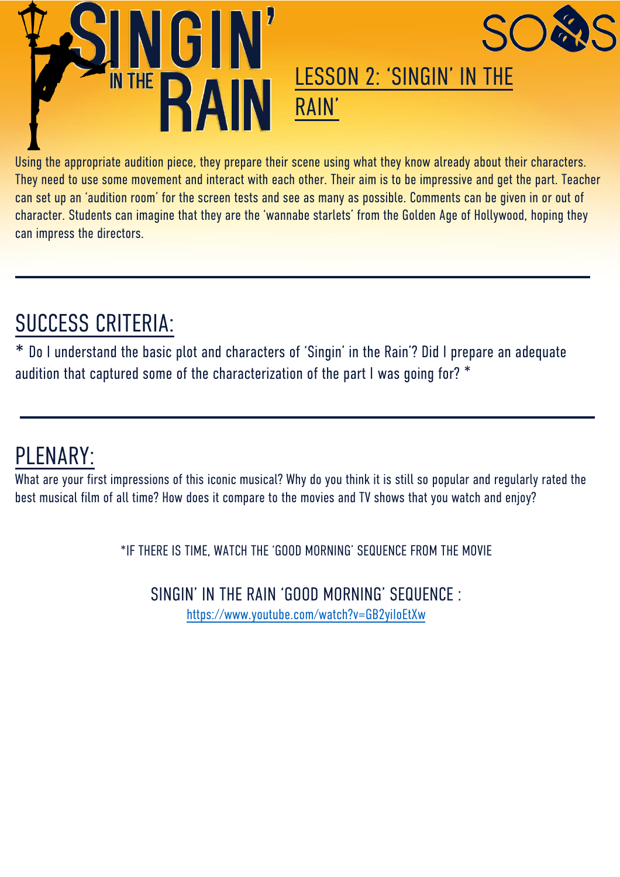# LESSON 2: 'SINGIN' IN THE RAIN'

Using the appropriate audition piece, they prepare their scene using what they know already about their characters. They need to use some movement and interact with each other. Their aim is to be impressive and get the part. Teacher can set up an 'audition room' for the screen tests and see as many as possible. Comments can be given in or out of character. Students can imagine that they are the 'wannabe starlets' from the Golden Age of Hollywood, hoping they can impress the directors.

---

## SUCCESS CRITERIA:

* Do I understand the basic plot and characters of 'Singin' in the Rain'? Did I prepare an adequate audition that captured some of the characterization of the part I was going for? *

---

## PLENARY:

What are your first impressions of this iconic musical? Why do you think it is still so popular and regularly rated the best musical film of all time? How does it compare to the movies and TV shows that you watch and enjoy?

*IF THERE IS TIME, WATCH THE 'GOOD MORNING' SEQUENCE FROM THE MOVIE

SINGIN' IN THE RAIN 'GOOD MORNING' SEQUENCE :
https://www.youtube.com/watch?v=GB2yiIoEtXw